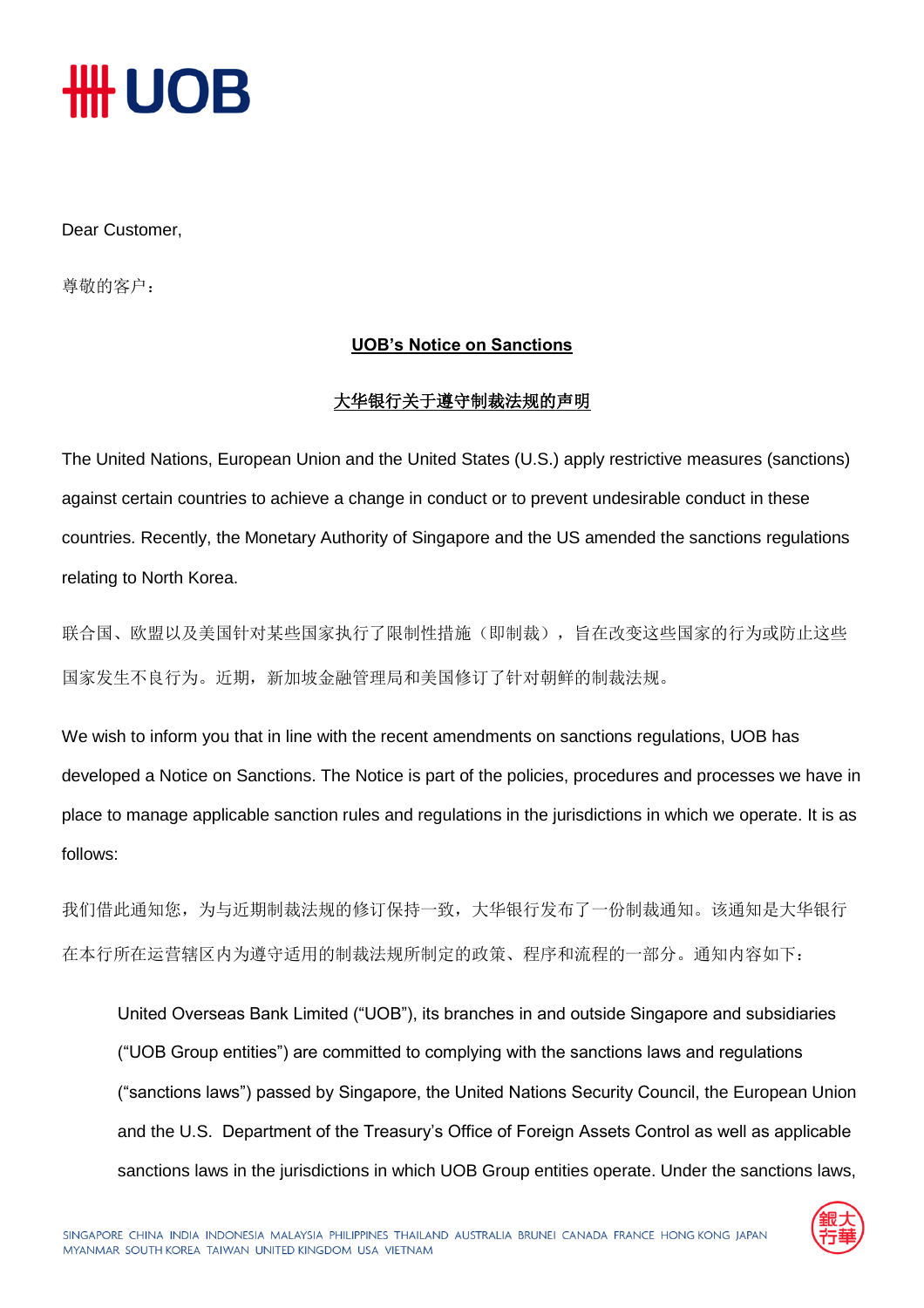Dear Customer,

尊敬的客户：

**UOB's Notice on Sanctions**

**大华银行关于遵守制裁法规的声明**

The United Nations, European Union and the United States (U.S.) apply restrictive measures (sanctions) against certain countries to achieve a change in conduct or to prevent undesirable conduct in these countries. Recently, the Monetary Authority of Singapore and the US amended the sanctions regulations relating to North Korea.

联合国、欧盟以及美国针对某些国家执行了限制性措施（即制裁），旨在改变这些国家的行为或防止这些国家发生不良行为。近期，新加坡金融管理局和美国修订了针对朝鲜的制裁法规。

We wish to inform you that in line with the recent amendments on sanctions regulations, UOB has developed a Notice on Sanctions. The Notice is part of the policies, procedures and processes we have in place to manage applicable sanction rules and regulations in the jurisdictions in which we operate. It is as follows:

我们借此通知您，为与近期制裁法规的修订保持一致，大华银行发布了一份制裁通知。该通知是大华银行在本行所在运营辖区内为遵守适用的制裁法规所制定的政策、程序和流程的一部分。通知内容如下：

> United Overseas Bank Limited ("UOB"), its branches in and outside Singapore and subsidiaries ("UOB Group entities") are committed to complying with the sanctions laws and regulations ("sanctions laws") passed by Singapore, the United Nations Security Council, the European Union and the U.S. Department of the Treasury's Office of Foreign Assets Control as well as applicable sanctions laws in the jurisdictions in which UOB Group entities operate. Under the sanctions laws,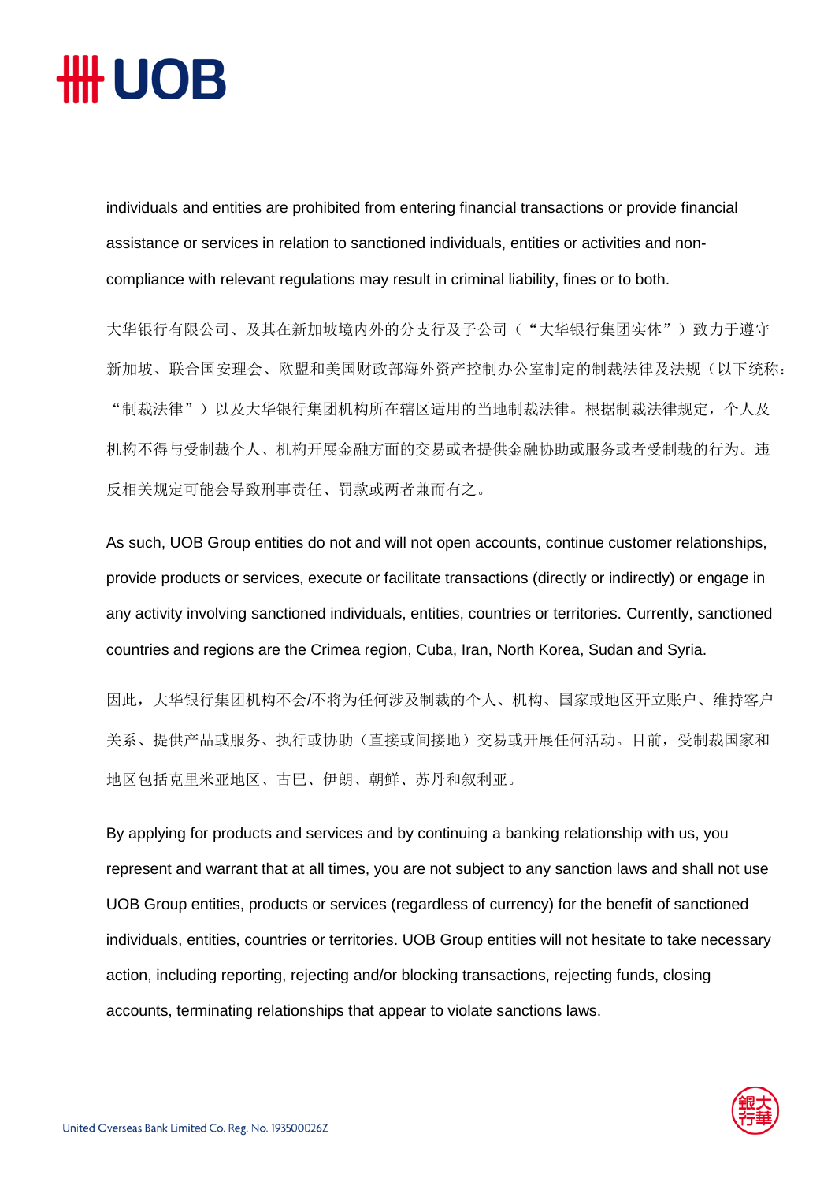individuals and entities are prohibited from entering financial transactions or provide financial assistance or services in relation to sanctioned individuals, entities or activities and non-compliance with relevant regulations may result in criminal liability, fines or to both.

大华银行有限公司、及其在新加坡境内外的分支行及子公司（“大华银行集团实体”）致力于遵守新加坡、联合国安理会、欧盟和美国财政部海外资产控制办公室制定的制裁法律及法规（以下统称：“制裁法律”）以及大华银行集团机构所在辖区适用的当地制裁法律。根据制裁法律规定，个人及机构不得与受制裁个人、机构开展金融方面的交易或者提供金融协助或服务或者受制裁的行为。违反相关规定可能会导致刑事责任、罚款或两者兼而有之。

As such, UOB Group entities do not and will not open accounts, continue customer relationships, provide products or services, execute or facilitate transactions (directly or indirectly) or engage in any activity involving sanctioned individuals, entities, countries or territories. Currently, sanctioned countries and regions are the Crimea region, Cuba, Iran, North Korea, Sudan and Syria.

因此，大华银行集团机构不会/不将为任何涉及制裁的个人、机构、国家或地区开立账户、维持客户关系、提供产品或服务、执行或协助（直接或间接地）交易或开展任何活动。目前，受制裁国家和地区包括克里米亚地区、古巴、伊朗、朝鲜、苏丹和叙利亚。

By applying for products and services and by continuing a banking relationship with us, you represent and warrant that at all times, you are not subject to any sanction laws and shall not use UOB Group entities, products or services (regardless of currency) for the benefit of sanctioned individuals, entities, countries or territories. UOB Group entities will not hesitate to take necessary action, including reporting, rejecting and/or blocking transactions, rejecting funds, closing accounts, terminating relationships that appear to violate sanctions laws.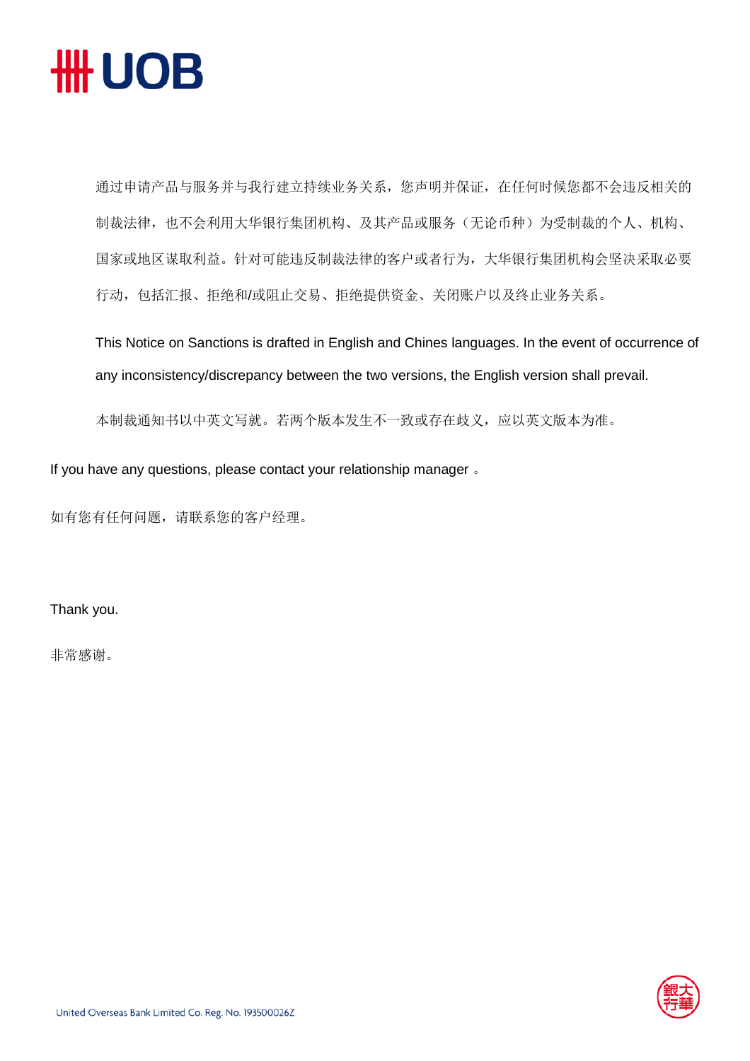通过申请产品与服务并与我行建立持续业务关系，您声明并保证，在任何时候您都不会违反相关的制裁法律，也不会利用大华银行集团机构、及其产品或服务（无论币种）为受制裁的个人、机构、国家或地区谋取利益。针对可能违反制裁法律的客户或者行为，大华银行集团机构会坚决采取必要行动，包括汇报、拒绝和/或阻止交易、拒绝提供资金、关闭账户以及终止业务关系。

This Notice on Sanctions is drafted in English and Chines languages. In the event of occurrence of any inconsistency/discrepancy between the two versions, the English version shall prevail.

本制裁通知书以中英文写就。若两个版本发生不一致或存在歧义，应以英文版本为准。

If you have any questions, please contact your relationship manager 。

如有您有任何问题，请联系您的客户经理。

Thank you.

非常感谢。

United Overseas Bank Limited Co. Reg. No. 193500026Z